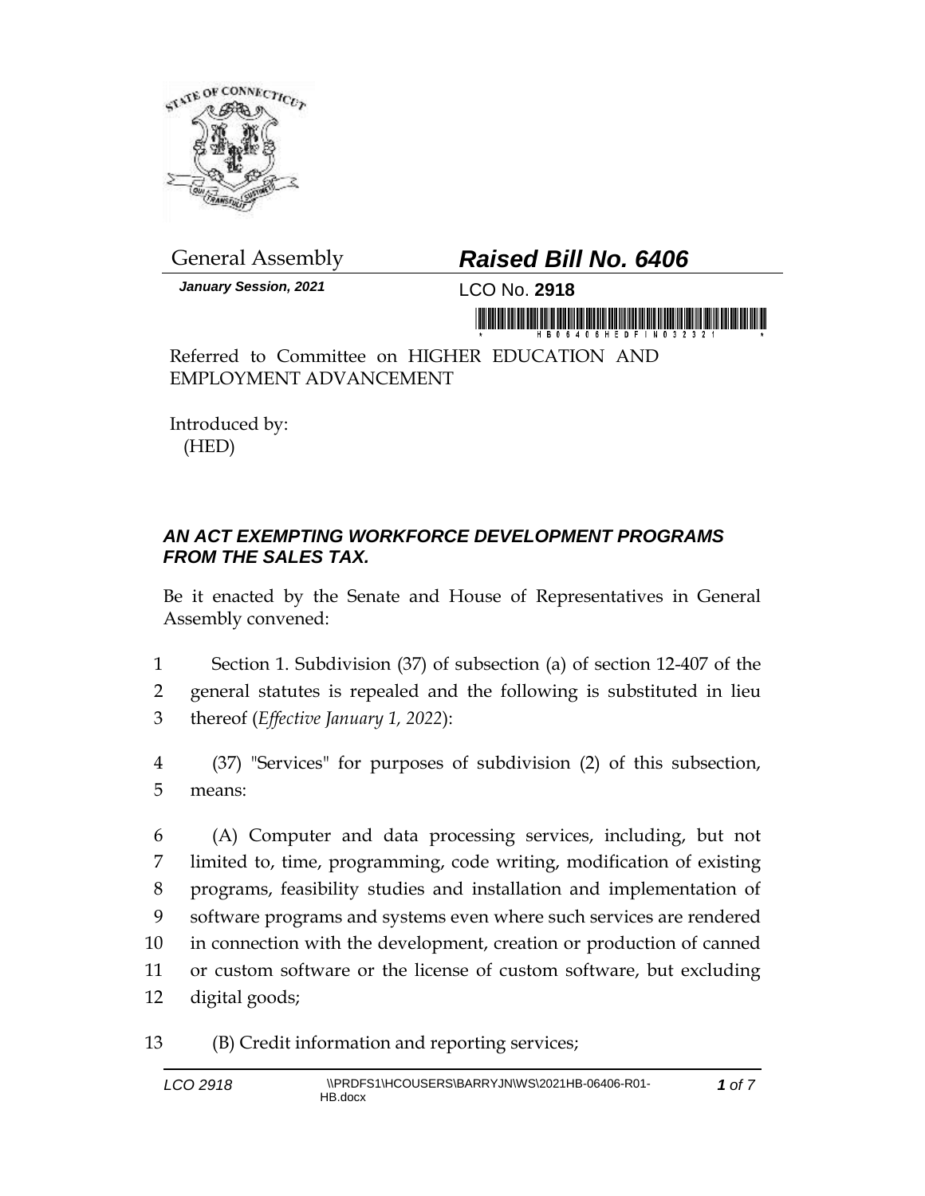General Assembly

# *Raised Bill No. 6406*

*January Session, 2021*

LCO No. **2918**

Referred to Committee on HIGHER EDUCATION AND EMPLOYMENT ADVANCEMENT

Introduced by:
(HED)

## *AN ACT EXEMPTING WORKFORCE DEVELOPMENT PROGRAMS FROM THE SALES TAX.*

Be it enacted by the Senate and House of Representatives in General Assembly convened:

1 Section 1. Subdivision (37) of subsection (a) of section 12-407 of the
2 general statutes is repealed and the following is substituted in lieu
3 thereof (*Effective January 1, 2022*):

4 (37) "Services" for purposes of subdivision (2) of this subsection,
5 means:

6 (A) Computer and data processing services, including, but not
7 limited to, time, programming, code writing, modification of existing
8 programs, feasibility studies and installation and implementation of
9 software programs and systems even where such services are rendered
10 in connection with the development, creation or production of canned
11 or custom software or the license of custom software, but excluding
12 digital goods;

13 (B) Credit information and reporting services;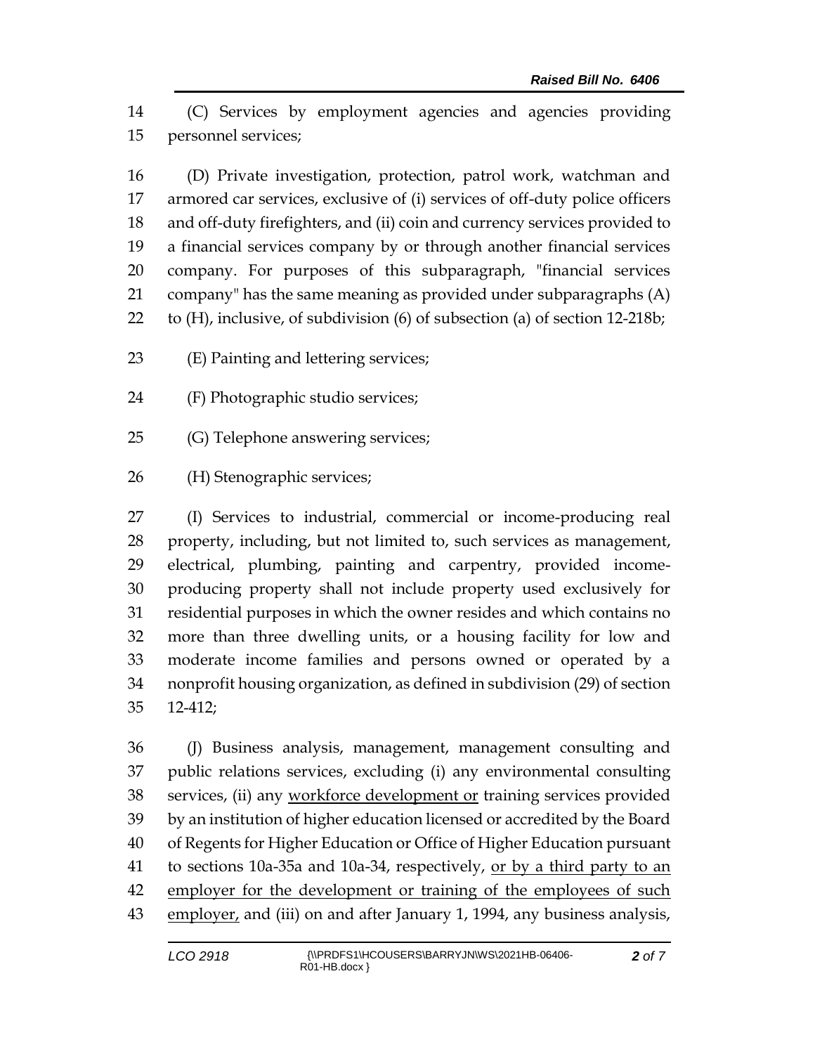(C) Services by employment agencies and agencies providing personnel services;

(D) Private investigation, protection, patrol work, watchman and armored car services, exclusive of (i) services of off-duty police officers and off-duty firefighters, and (ii) coin and currency services provided to a financial services company by or through another financial services company. For purposes of this subparagraph, "financial services company" has the same meaning as provided under subparagraphs (A) to (H), inclusive, of subdivision (6) of subsection (a) of section 12-218b;

(E) Painting and lettering services;

(F) Photographic studio services;

(G) Telephone answering services;

(H) Stenographic services;

(I) Services to industrial, commercial or income-producing real property, including, but not limited to, such services as management, electrical, plumbing, painting and carpentry, provided income-producing property shall not include property used exclusively for residential purposes in which the owner resides and which contains no more than three dwelling units, or a housing facility for low and moderate income families and persons owned or operated by a nonprofit housing organization, as defined in subdivision (29) of section 12-412;

(J) Business analysis, management, management consulting and public relations services, excluding (i) any environmental consulting services, (ii) any <u>workforce development or</u> training services provided by an institution of higher education licensed or accredited by the Board of Regents for Higher Education or Office of Higher Education pursuant to sections 10a-35a and 10a-34, respectively, <u>or by a third party to an employer for the development or training of the employees of such employer,</u> and (iii) on and after January 1, 1994, any business analysis,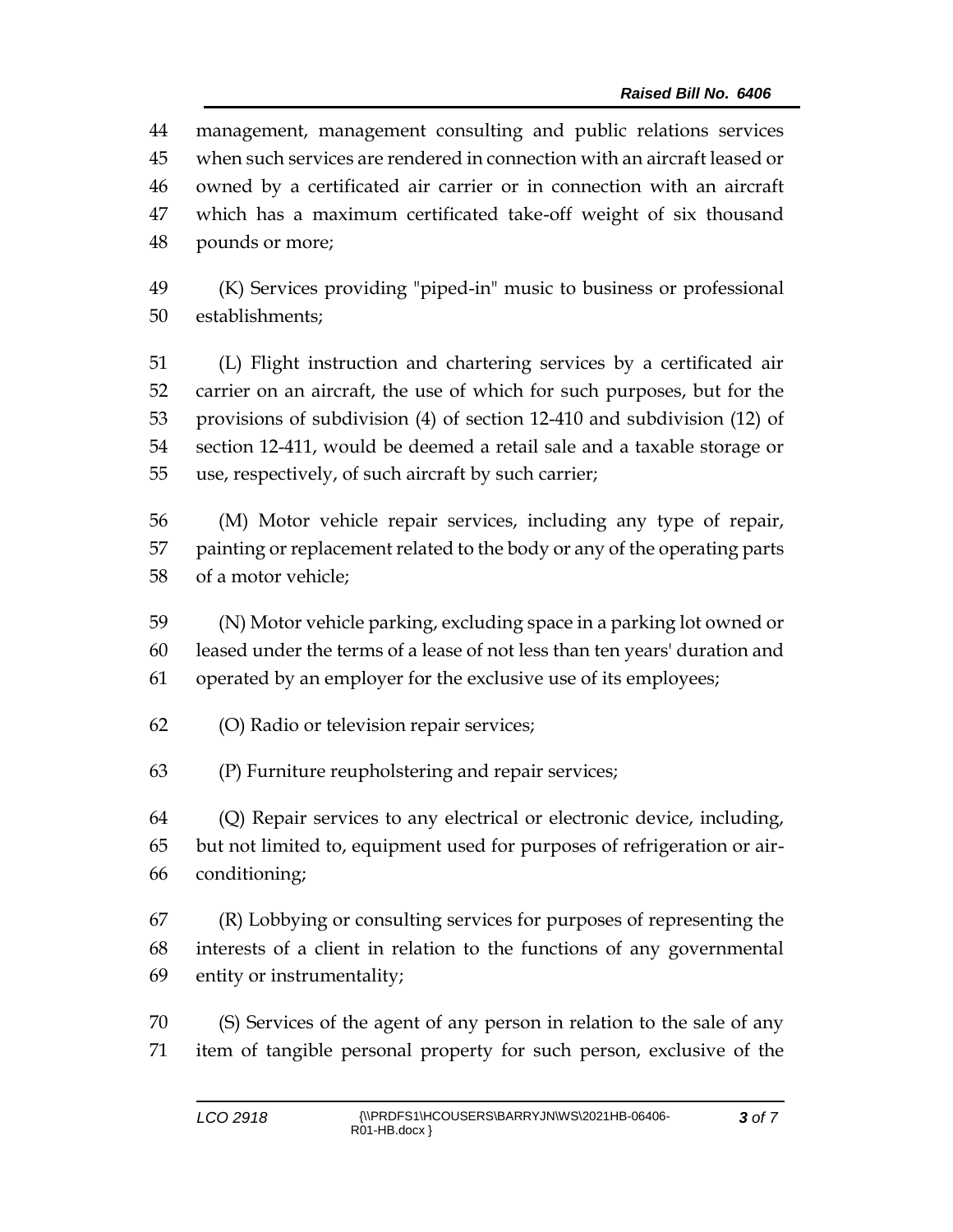management, management consulting and public relations services when such services are rendered in connection with an aircraft leased or owned by a certificated air carrier or in connection with an aircraft which has a maximum certificated take-off weight of six thousand pounds or more;

(K) Services providing "piped-in" music to business or professional establishments;

(L) Flight instruction and chartering services by a certificated air carrier on an aircraft, the use of which for such purposes, but for the provisions of subdivision (4) of section 12-410 and subdivision (12) of section 12-411, would be deemed a retail sale and a taxable storage or use, respectively, of such aircraft by such carrier;

(M) Motor vehicle repair services, including any type of repair, painting or replacement related to the body or any of the operating parts of a motor vehicle;

(N) Motor vehicle parking, excluding space in a parking lot owned or leased under the terms of a lease of not less than ten years' duration and operated by an employer for the exclusive use of its employees;

(O) Radio or television repair services;

(P) Furniture reupholstering and repair services;

(Q) Repair services to any electrical or electronic device, including, but not limited to, equipment used for purposes of refrigeration or air-conditioning;

(R) Lobbying or consulting services for purposes of representing the interests of a client in relation to the functions of any governmental entity or instrumentality;

(S) Services of the agent of any person in relation to the sale of any item of tangible personal property for such person, exclusive of the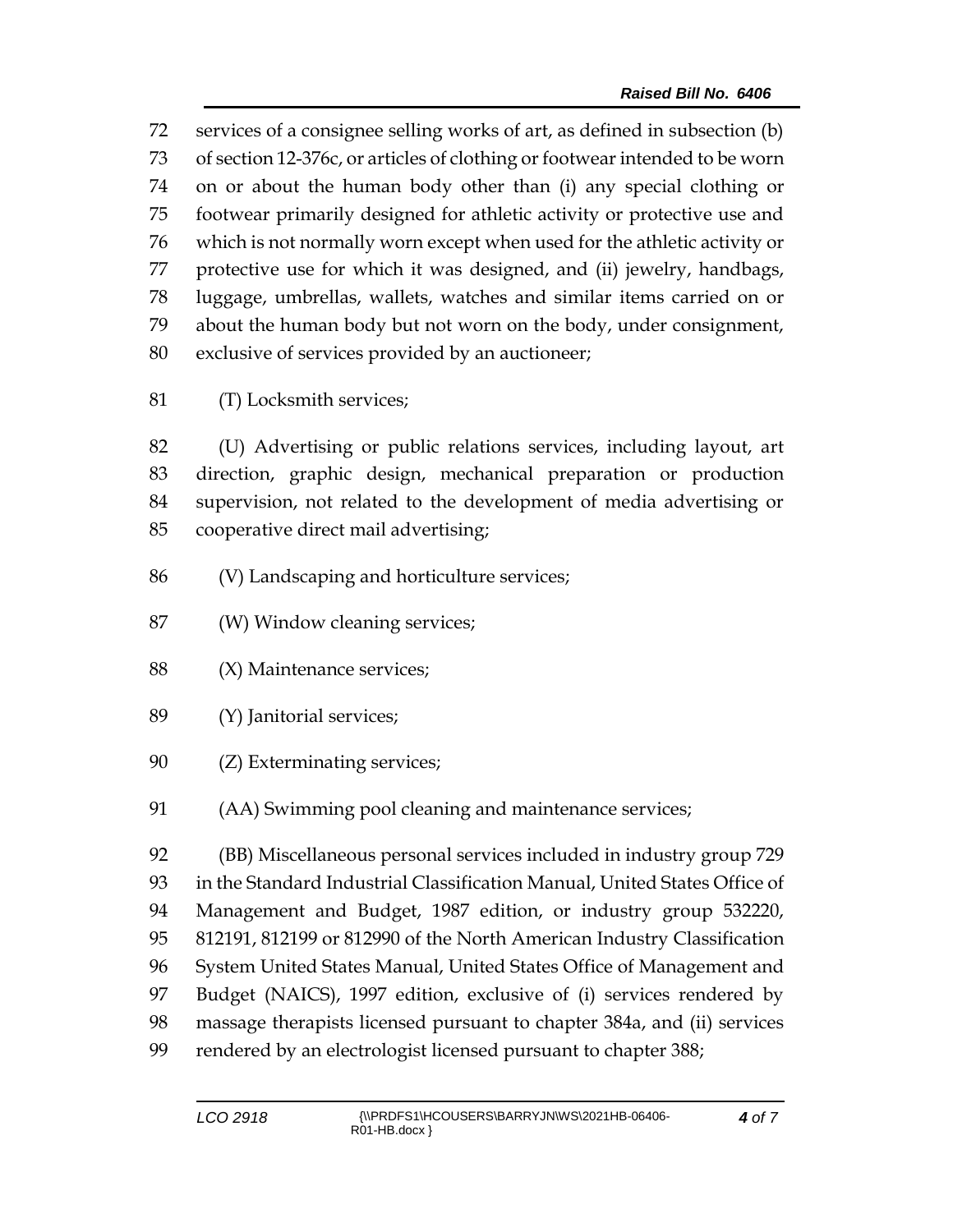72 services of a consignee selling works of art, as defined in subsection (b)
73 of section 12-376c, or articles of clothing or footwear intended to be worn
74 on or about the human body other than (i) any special clothing or
75 footwear primarily designed for athletic activity or protective use and
76 which is not normally worn except when used for the athletic activity or
77 protective use for which it was designed, and (ii) jewelry, handbags,
78 luggage, umbrellas, wallets, watches and similar items carried on or
79 about the human body but not worn on the body, under consignment,
80 exclusive of services provided by an auctioneer;

81 (T) Locksmith services;

82 (U) Advertising or public relations services, including layout, art
83 direction, graphic design, mechanical preparation or production
84 supervision, not related to the development of media advertising or
85 cooperative direct mail advertising;

86 (V) Landscaping and horticulture services;

87 (W) Window cleaning services;

88 (X) Maintenance services;

89 (Y) Janitorial services;

90 (Z) Exterminating services;

91 (AA) Swimming pool cleaning and maintenance services;

92 (BB) Miscellaneous personal services included in industry group 729
93 in the Standard Industrial Classification Manual, United States Office of
94 Management and Budget, 1987 edition, or industry group 532220,
95 812191, 812199 or 812990 of the North American Industry Classification
96 System United States Manual, United States Office of Management and
97 Budget (NAICS), 1997 edition, exclusive of (i) services rendered by
98 massage therapists licensed pursuant to chapter 384a, and (ii) services
99 rendered by an electrologist licensed pursuant to chapter 388;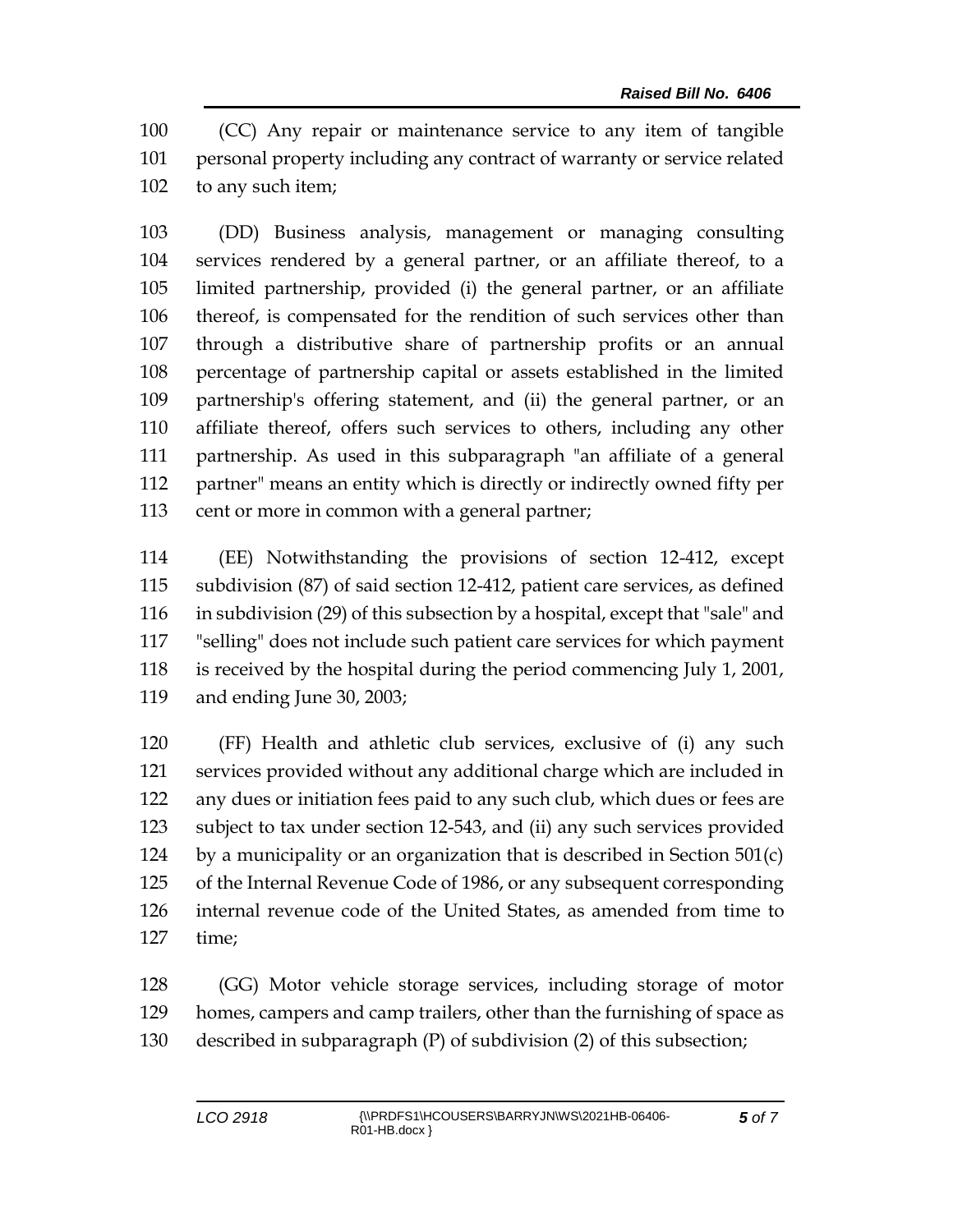(CC) Any repair or maintenance service to any item of tangible personal property including any contract of warranty or service related to any such item;

(DD) Business analysis, management or managing consulting services rendered by a general partner, or an affiliate thereof, to a limited partnership, provided (i) the general partner, or an affiliate thereof, is compensated for the rendition of such services other than through a distributive share of partnership profits or an annual percentage of partnership capital or assets established in the limited partnership's offering statement, and (ii) the general partner, or an affiliate thereof, offers such services to others, including any other partnership. As used in this subparagraph "an affiliate of a general partner" means an entity which is directly or indirectly owned fifty per cent or more in common with a general partner;

(EE) Notwithstanding the provisions of section 12-412, except subdivision (87) of said section 12-412, patient care services, as defined in subdivision (29) of this subsection by a hospital, except that "sale" and "selling" does not include such patient care services for which payment is received by the hospital during the period commencing July 1, 2001, and ending June 30, 2003;

(FF) Health and athletic club services, exclusive of (i) any such services provided without any additional charge which are included in any dues or initiation fees paid to any such club, which dues or fees are subject to tax under section 12-543, and (ii) any such services provided by a municipality or an organization that is described in Section 501(c) of the Internal Revenue Code of 1986, or any subsequent corresponding internal revenue code of the United States, as amended from time to time;

(GG) Motor vehicle storage services, including storage of motor homes, campers and camp trailers, other than the furnishing of space as described in subparagraph (P) of subdivision (2) of this subsection;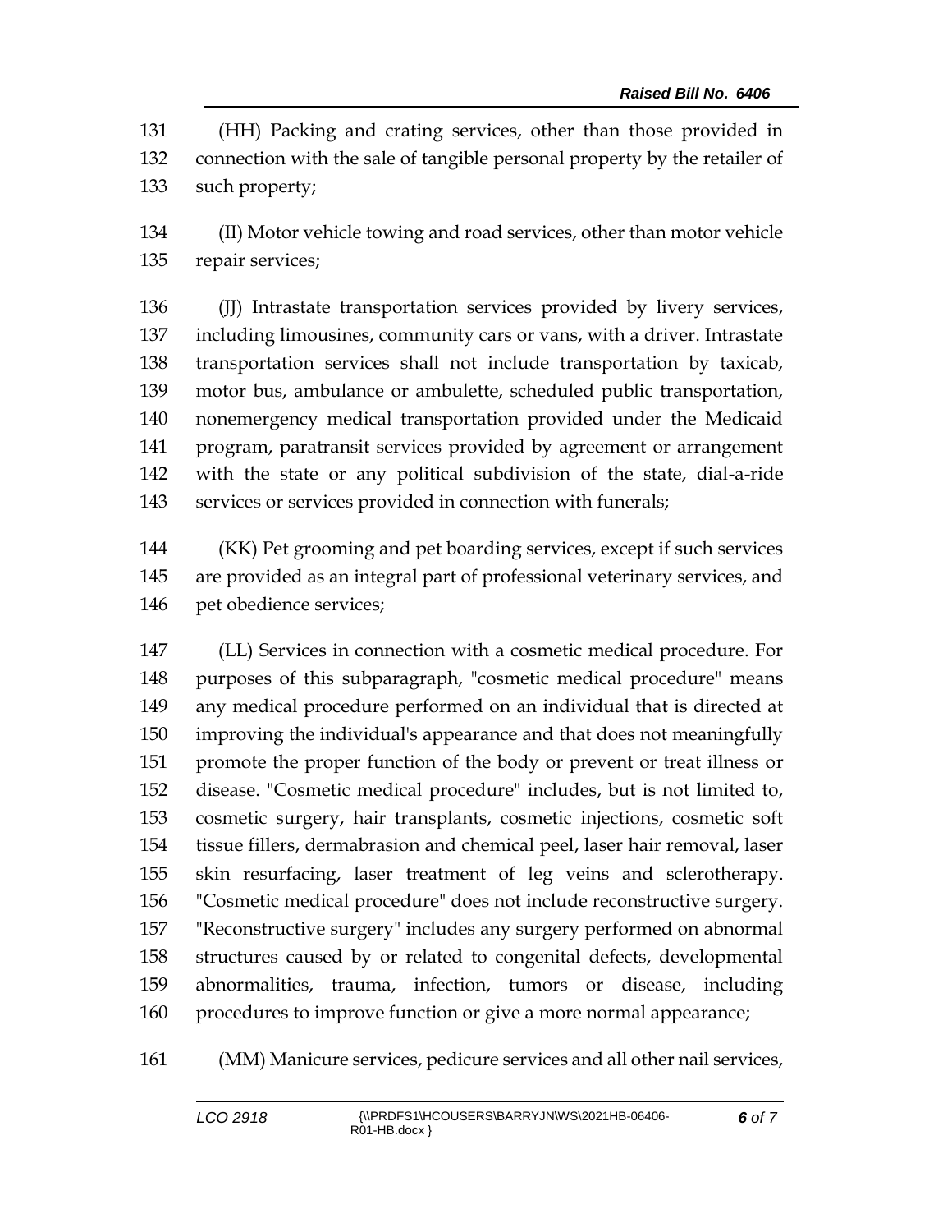(HH) Packing and crating services, other than those provided in connection with the sale of tangible personal property by the retailer of such property;

(II) Motor vehicle towing and road services, other than motor vehicle repair services;

(JJ) Intrastate transportation services provided by livery services, including limousines, community cars or vans, with a driver. Intrastate transportation services shall not include transportation by taxicab, motor bus, ambulance or ambulette, scheduled public transportation, nonemergency medical transportation provided under the Medicaid program, paratransit services provided by agreement or arrangement with the state or any political subdivision of the state, dial-a-ride services or services provided in connection with funerals;

(KK) Pet grooming and pet boarding services, except if such services are provided as an integral part of professional veterinary services, and pet obedience services;

(LL) Services in connection with a cosmetic medical procedure. For purposes of this subparagraph, "cosmetic medical procedure" means any medical procedure performed on an individual that is directed at improving the individual's appearance and that does not meaningfully promote the proper function of the body or prevent or treat illness or disease. "Cosmetic medical procedure" includes, but is not limited to, cosmetic surgery, hair transplants, cosmetic injections, cosmetic soft tissue fillers, dermabrasion and chemical peel, laser hair removal, laser skin resurfacing, laser treatment of leg veins and sclerotherapy. "Cosmetic medical procedure" does not include reconstructive surgery. "Reconstructive surgery" includes any surgery performed on abnormal structures caused by or related to congenital defects, developmental abnormalities, trauma, infection, tumors or disease, including procedures to improve function or give a more normal appearance;

(MM) Manicure services, pedicure services and all other nail services,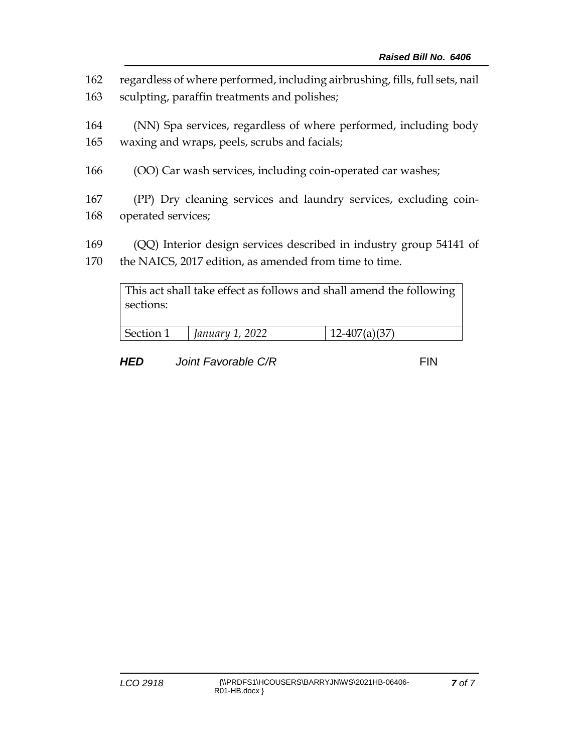162 regardless of where performed, including airbrushing, fills, full sets, nail
163 sculpting, paraffin treatments and polishes;

164 (NN) Spa services, regardless of where performed, including body
165 waxing and wraps, peels, scrubs and facials;

166 (OO) Car wash services, including coin-operated car washes;

167 (PP) Dry cleaning services and laundry services, excluding coin-
168 operated services;

169 (QQ) Interior design services described in industry group 54141 of
170 the NAICS, 2017 edition, as amended from time to time.

| This act shall take effect as follows and shall amend the following sections: | | |
|---|---|---|
| Section 1 | *January 1, 2022* | 12-407(a)(37) |

***HED*** *Joint Favorable C/R* FIN